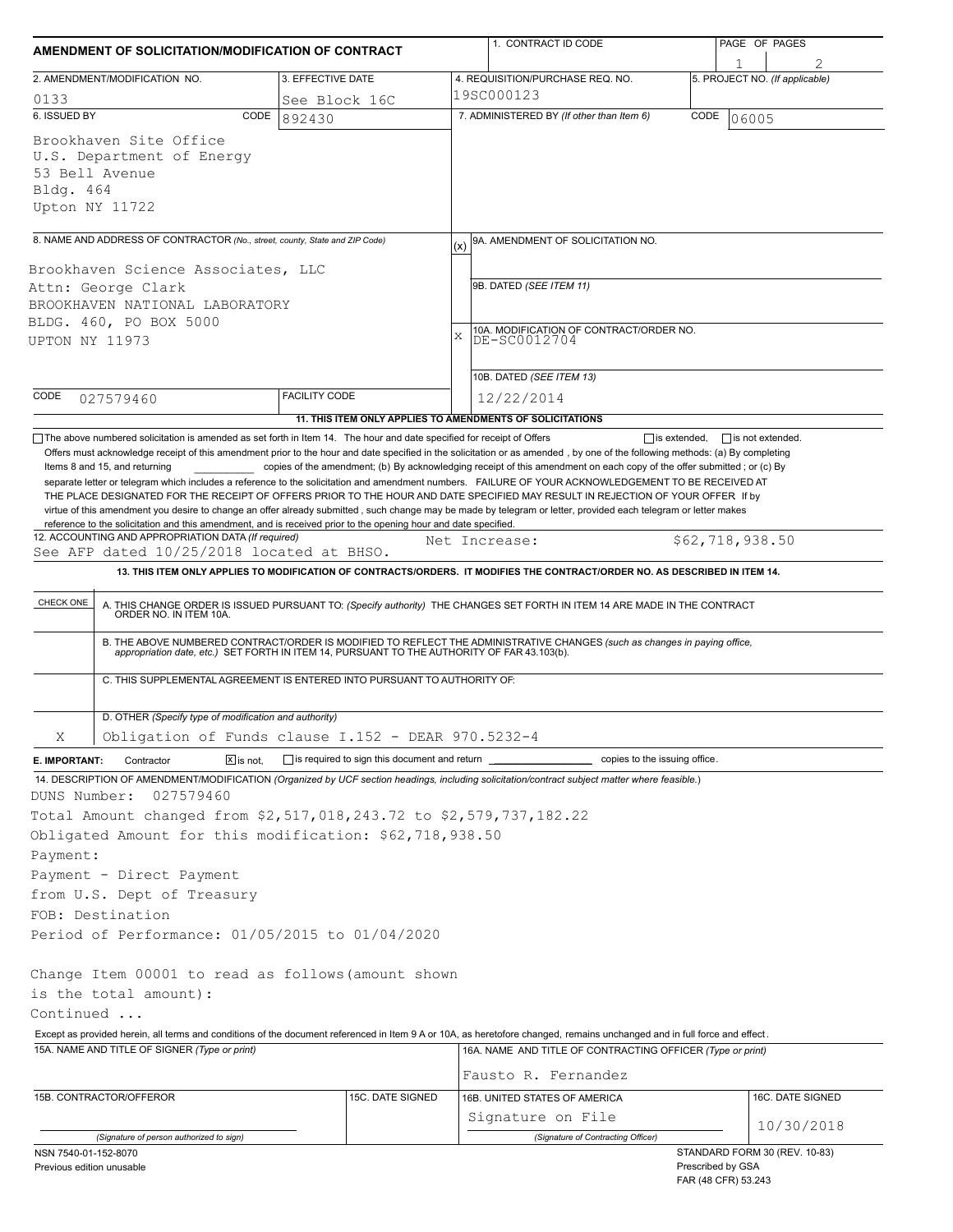**AMENDMENT OF SOLICITATION/MODIFICATION OF CONTRACT**

1. CONTRACT ID CODE

PAGE OF PAGES: 1 | 2

| 2. AMENDMENT/MODIFICATION NO. | 3. EFFECTIVE DATE | 4. REQUISITION/PURCHASE REQ. NO. | 5. PROJECT NO. (If applicable) |
|---|---|---|---|
| 0133 | See Block 16C | 19SC000123 | |

6. ISSUED BY CODE 892430

Brookhaven Site Office
U.S. Department of Energy
53 Bell Avenue
Bldg. 464
Upton NY 11722

7. ADMINISTERED BY (If other than Item 6) CODE 06005

8. NAME AND ADDRESS OF CONTRACTOR (No., street, county, State and ZIP Code)

Brookhaven Science Associates, LLC
Attn: George Clark
BROOKHAVEN NATIONAL LABORATORY
BLDG. 460, PO BOX 5000
UPTON NY 11973

CODE 027579460 FACILITY CODE

(x) 9A. AMENDMENT OF SOLICITATION NO.

9B. DATED (SEE ITEM 11)

X 10A. MODIFICATION OF CONTRACT/ORDER NO.
DE-SC0012704

10B. DATED (SEE ITEM 13)
12/22/2014

**11. THIS ITEM ONLY APPLIES TO AMENDMENTS OF SOLICITATIONS**

☐ The above numbered solicitation is amended as set forth in Item 14. The hour and date specified for receipt of Offers ☐ is extended, ☐ is not extended.

Offers must acknowledge receipt of this amendment prior to the hour and date specified in the solicitation or as amended, by one of the following methods: (a) By completing Items 8 and 15, and returning __________ copies of the amendment; (b) By acknowledging receipt of this amendment on each copy of the offer submitted ; or (c) By separate letter or telegram which includes a reference to the solicitation and amendment numbers. FAILURE OF YOUR ACKNOWLEDGEMENT TO BE RECEIVED AT THE PLACE DESIGNATED FOR THE RECEIPT OF OFFERS PRIOR TO THE HOUR AND DATE SPECIFIED MAY RESULT IN REJECTION OF YOUR OFFER If by virtue of this amendment you desire to change an offer already submitted , such change may be made by telegram or letter, provided each telegram or letter makes reference to the solicitation and this amendment, and is received prior to the opening hour and date specified.

12. ACCOUNTING AND APPROPRIATION DATA (If required)
See AFP dated 10/25/2018 located at BHSO. Net Increase: $62,718,938.50

**13. THIS ITEM ONLY APPLIES TO MODIFICATION OF CONTRACTS/ORDERS. IT MODIFIES THE CONTRACT/ORDER NO. AS DESCRIBED IN ITEM 14.**

| CHECK ONE | |
|---|---|
| | A. THIS CHANGE ORDER IS ISSUED PURSUANT TO: (Specify authority) THE CHANGES SET FORTH IN ITEM 14 ARE MADE IN THE CONTRACT ORDER NO. IN ITEM 10A. |
| | B. THE ABOVE NUMBERED CONTRACT/ORDER IS MODIFIED TO REFLECT THE ADMINISTRATIVE CHANGES (such as changes in paying office, appropriation date, etc.) SET FORTH IN ITEM 14, PURSUANT TO THE AUTHORITY OF FAR 43.103(b). |
| | C. THIS SUPPLEMENTAL AGREEMENT IS ENTERED INTO PURSUANT TO AUTHORITY OF: |
| X | D. OTHER (Specify type of modification and authority) Obligation of Funds clause I.152 - DEAR 970.5232-4 |

**E. IMPORTANT:** Contractor ☒ is not, ☐ is required to sign this document and return __________ copies to the issuing office.

14. DESCRIPTION OF AMENDMENT/MODIFICATION (Organized by UCF section headings, including solicitation/contract subject matter where feasible.)

DUNS Number: 027579460
Total Amount changed from $2,517,018,243.72 to $2,579,737,182.22
Obligated Amount for this modification: $62,718,938.50
Payment:
Payment - Direct Payment
from U.S. Dept of Treasury
FOB: Destination
Period of Performance: 01/05/2015 to 01/04/2020

Change Item 00001 to read as follows(amount shown
is the total amount):
Continued ...

Except as provided herein, all terms and conditions of the document referenced in Item 9 A or 10A, as heretofore changed, remains unchanged and in full force and effect.

| 15A. NAME AND TITLE OF SIGNER (Type or print) | | 16A. NAME AND TITLE OF CONTRACTING OFFICER (Type or print) | |
|---|---|---|---|
| | | Fausto R. Fernandez | |
| 15B. CONTRACTOR/OFFEROR | 15C. DATE SIGNED | 16B. UNITED STATES OF AMERICA | 16C. DATE SIGNED |
| (Signature of person authorized to sign) | | Signature on File (Signature of Contracting Officer) | 10/30/2018 |

NSN 7540-01-152-8070
Previous edition unusable

STANDARD FORM 30 (REV. 10-83)
Prescribed by GSA
FAR (48 CFR) 53.243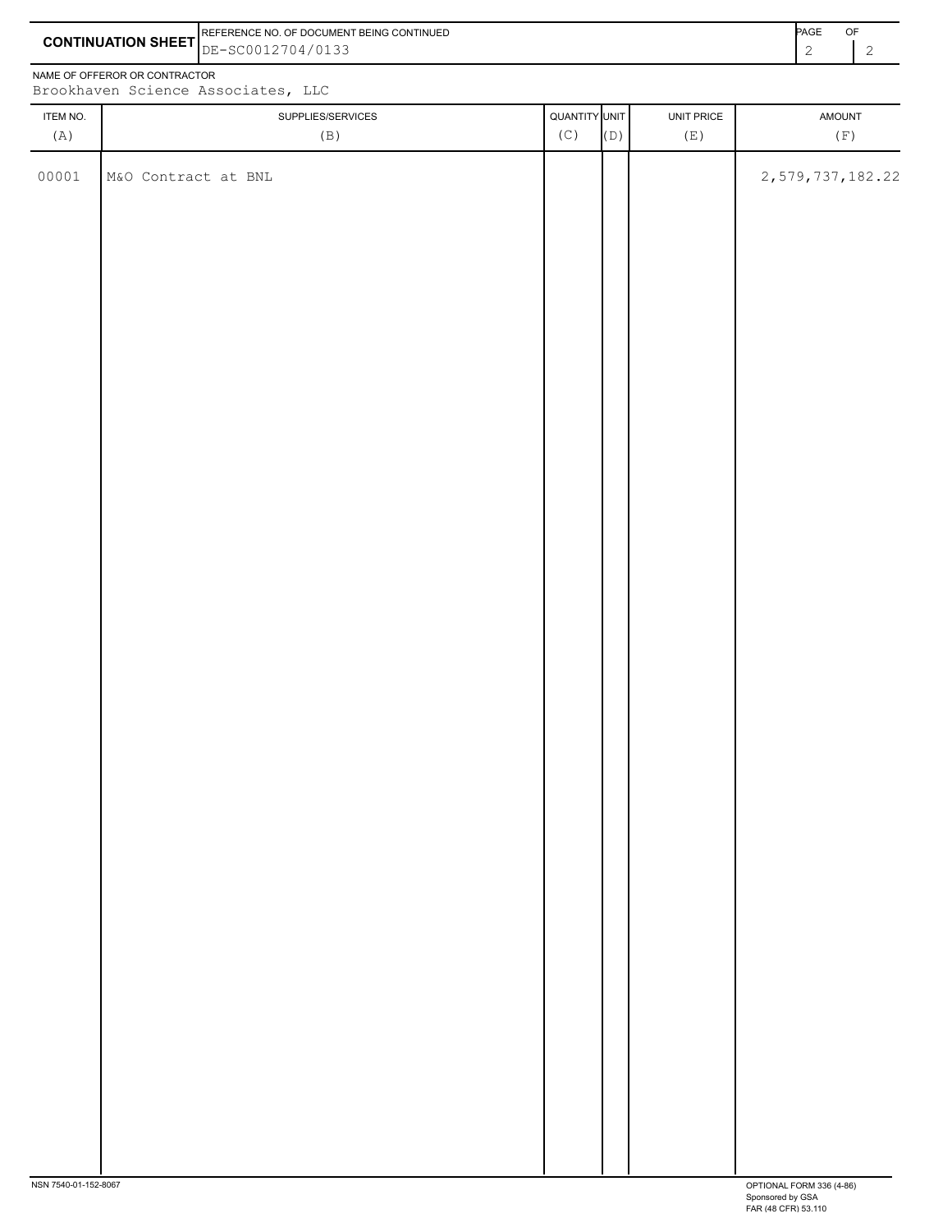**CONTINUATION SHEET**

REFERENCE NO. OF DOCUMENT BEING CONTINUED
DE-SC0012704/0133

NAME OF OFFEROR OR CONTRACTOR
Brookhaven Science Associates, LLC

| ITEM NO. (A) | SUPPLIES/SERVICES (B) | QUANTITY (C) | UNIT (D) | UNIT PRICE (E) | AMOUNT (F) |
|---|---|---|---|---|---|
| 00001 | M&O Contract at BNL | | | | 2,579,737,182.22 |

NSN 7540-01-152-8067

OPTIONAL FORM 336 (4-86)
Sponsored by GSA
FAR (48 CFR) 53.110